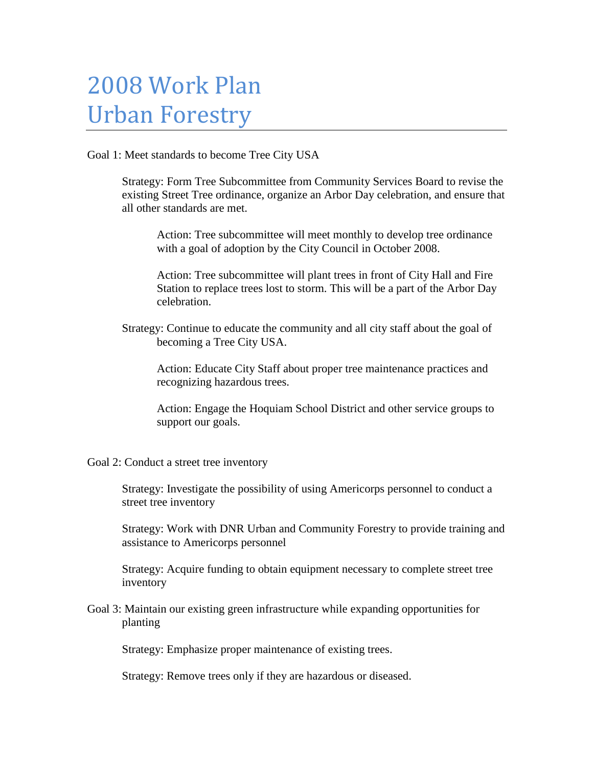# 2008 Work Plan
# Urban Forestry

Goal 1: Meet standards to become Tree City USA

Strategy: Form Tree Subcommittee from Community Services Board to revise the existing Street Tree ordinance, organize an Arbor Day celebration, and ensure that all other standards are met.

Action: Tree subcommittee will meet monthly to develop tree ordinance with a goal of adoption by the City Council in October 2008.

Action: Tree subcommittee will plant trees in front of City Hall and Fire Station to replace trees lost to storm. This will be a part of the Arbor Day celebration.

Strategy: Continue to educate the community and all city staff about the goal of becoming a Tree City USA.

Action: Educate City Staff about proper tree maintenance practices and recognizing hazardous trees.

Action: Engage the Hoquiam School District and other service groups to support our goals.

Goal 2: Conduct a street tree inventory

Strategy: Investigate the possibility of using Americorps personnel to conduct a street tree inventory

Strategy: Work with DNR Urban and Community Forestry to provide training and assistance to Americorps personnel

Strategy: Acquire funding to obtain equipment necessary to complete street tree inventory

Goal 3: Maintain our existing green infrastructure while expanding opportunities for planting

Strategy: Emphasize proper maintenance of existing trees.

Strategy: Remove trees only if they are hazardous or diseased.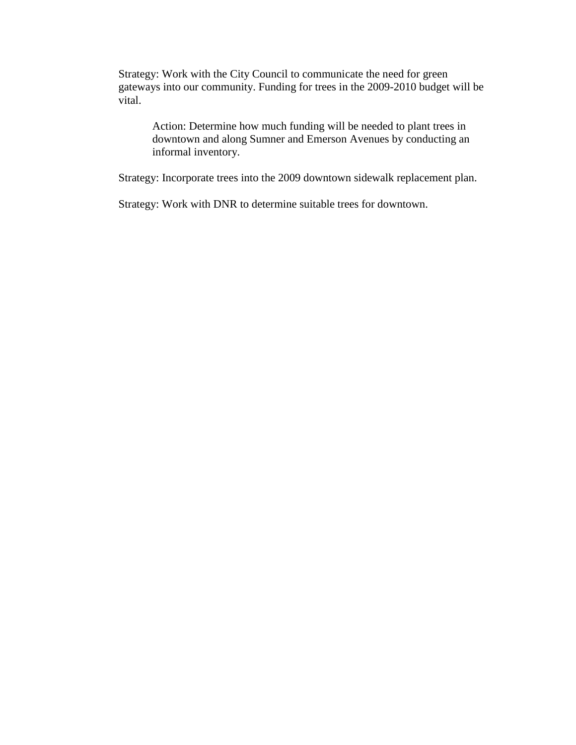Strategy: Work with the City Council to communicate the need for green gateways into our community. Funding for trees in the 2009-2010 budget will be vital.

> Action: Determine how much funding will be needed to plant trees in downtown and along Sumner and Emerson Avenues by conducting an informal inventory.

Strategy: Incorporate trees into the 2009 downtown sidewalk replacement plan.

Strategy: Work with DNR to determine suitable trees for downtown.